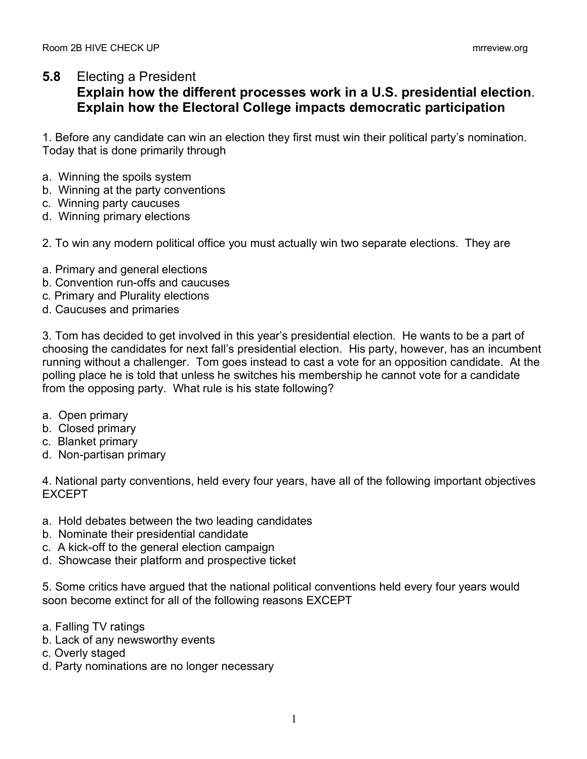# 5.8 Electing a President

**Explain how the different processes work in a U.S. presidential election.**
**Explain how the Electoral College impacts democratic participation**

1. Before any candidate can win an election they first must win their political party's nomination. Today that is done primarily through

a. Winning the spoils system
b. Winning at the party conventions
c. Winning party caucuses
d. Winning primary elections

2. To win any modern political office you must actually win two separate elections. They are

a. Primary and general elections
b. Convention run-offs and caucuses
c. Primary and Plurality elections
d. Caucuses and primaries

3. Tom has decided to get involved in this year's presidential election. He wants to be a part of choosing the candidates for next fall's presidential election. His party, however, has an incumbent running without a challenger. Tom goes instead to cast a vote for an opposition candidate. At the polling place he is told that unless he switches his membership he cannot vote for a candidate from the opposing party. What rule is his state following?

a. Open primary
b. Closed primary
c. Blanket primary
d. Non-partisan primary

4. National party conventions, held every four years, have all of the following important objectives EXCEPT

a. Hold debates between the two leading candidates
b. Nominate their presidential candidate
c. A kick-off to the general election campaign
d. Showcase their platform and prospective ticket

5. Some critics have argued that the national political conventions held every four years would soon become extinct for all of the following reasons EXCEPT

a. Falling TV ratings
b. Lack of any newsworthy events
c. Overly staged
d. Party nominations are no longer necessary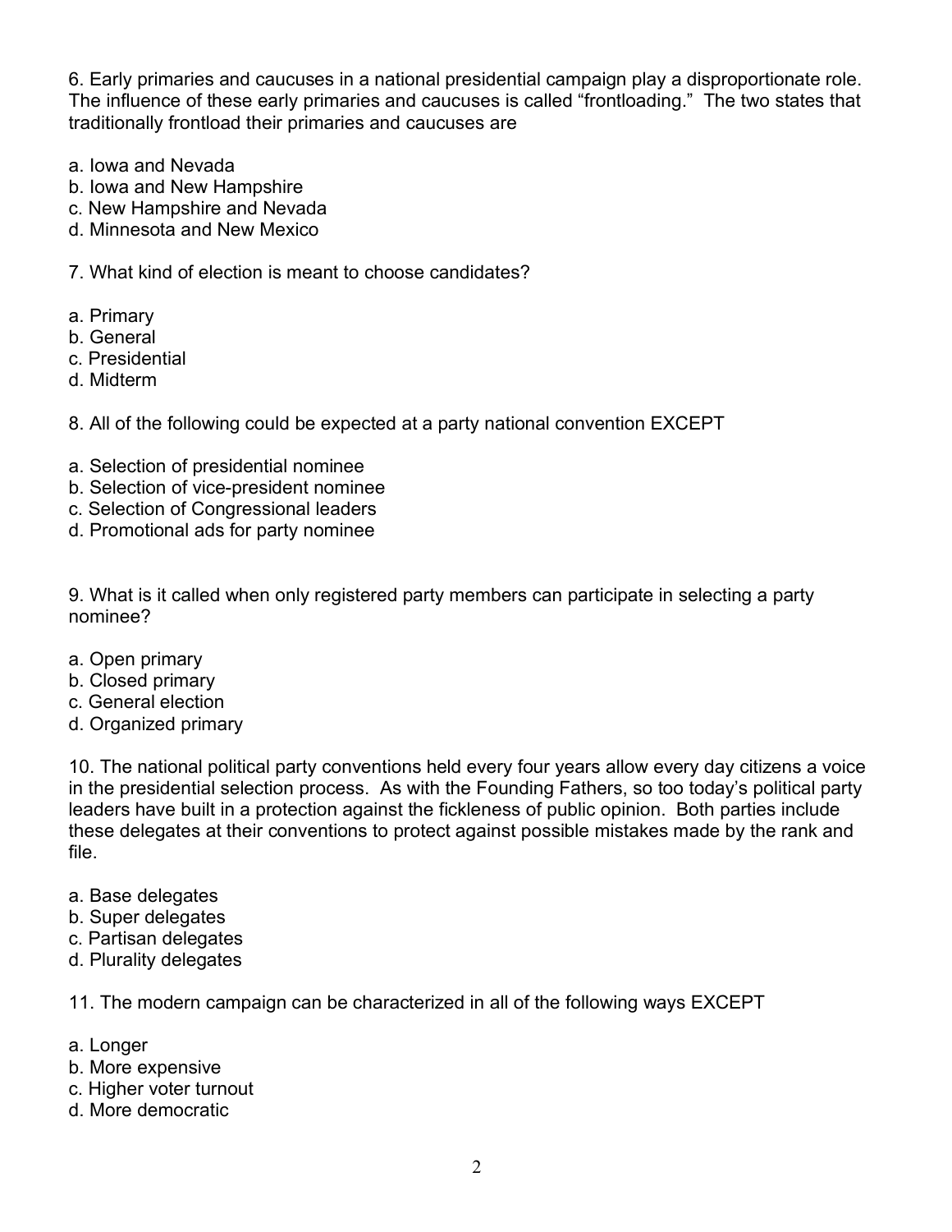6. Early primaries and caucuses in a national presidential campaign play a disproportionate role. The influence of these early primaries and caucuses is called "frontloading." The two states that traditionally frontload their primaries and caucuses are

a. Iowa and Nevada
b. Iowa and New Hampshire
c. New Hampshire and Nevada
d. Minnesota and New Mexico

7. What kind of election is meant to choose candidates?

a. Primary
b. General
c. Presidential
d. Midterm

8. All of the following could be expected at a party national convention EXCEPT

a. Selection of presidential nominee
b. Selection of vice-president nominee
c. Selection of Congressional leaders
d. Promotional ads for party nominee

9. What is it called when only registered party members can participate in selecting a party nominee?

a. Open primary
b. Closed primary
c. General election
d. Organized primary

10. The national political party conventions held every four years allow every day citizens a voice in the presidential selection process. As with the Founding Fathers, so too today's political party leaders have built in a protection against the fickleness of public opinion. Both parties include these delegates at their conventions to protect against possible mistakes made by the rank and file.

a. Base delegates
b. Super delegates
c. Partisan delegates
d. Plurality delegates

11. The modern campaign can be characterized in all of the following ways EXCEPT

a. Longer
b. More expensive
c. Higher voter turnout
d. More democratic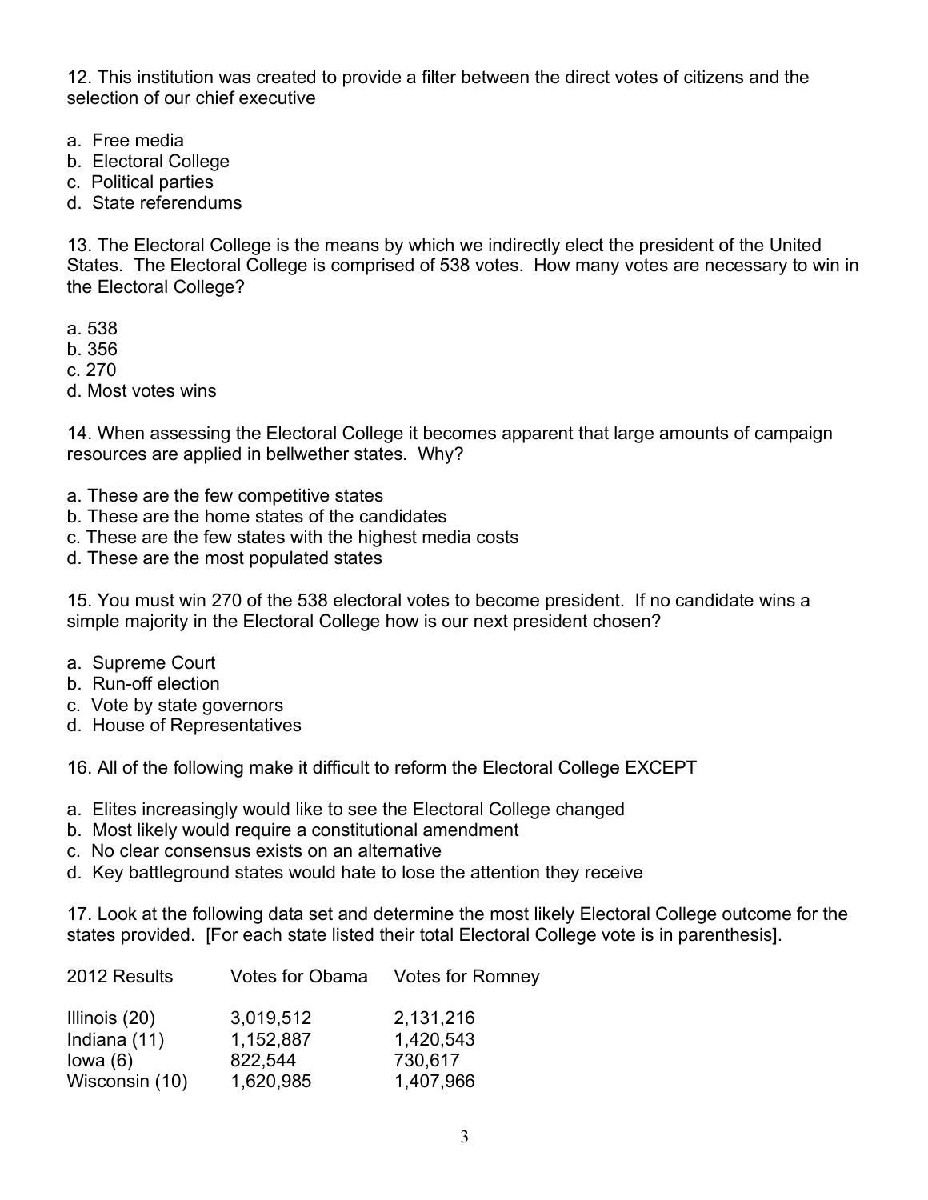12. This institution was created to provide a filter between the direct votes of citizens and the selection of our chief executive

a. Free media
b. Electoral College
c. Political parties
d. State referendums

13. The Electoral College is the means by which we indirectly elect the president of the United States. The Electoral College is comprised of 538 votes. How many votes are necessary to win in the Electoral College?

a. 538
b. 356
c. 270
d. Most votes wins

14. When assessing the Electoral College it becomes apparent that large amounts of campaign resources are applied in bellwether states. Why?

a. These are the few competitive states
b. These are the home states of the candidates
c. These are the few states with the highest media costs
d. These are the most populated states

15. You must win 270 of the 538 electoral votes to become president. If no candidate wins a simple majority in the Electoral College how is our next president chosen?

a. Supreme Court
b. Run-off election
c. Vote by state governors
d. House of Representatives

16. All of the following make it difficult to reform the Electoral College EXCEPT

a. Elites increasingly would like to see the Electoral College changed
b. Most likely would require a constitutional amendment
c. No clear consensus exists on an alternative
d. Key battleground states would hate to lose the attention they receive

17. Look at the following data set and determine the most likely Electoral College outcome for the states provided. [For each state listed their total Electoral College vote is in parenthesis].

| 2012 Results | Votes for Obama | Votes for Romney |
|---|---|---|
| Illinois (20) | 3,019,512 | 2,131,216 |
| Indiana (11) | 1,152,887 | 1,420,543 |
| Iowa (6) | 822,544 | 730,617 |
| Wisconsin (10) | 1,620,985 | 1,407,966 |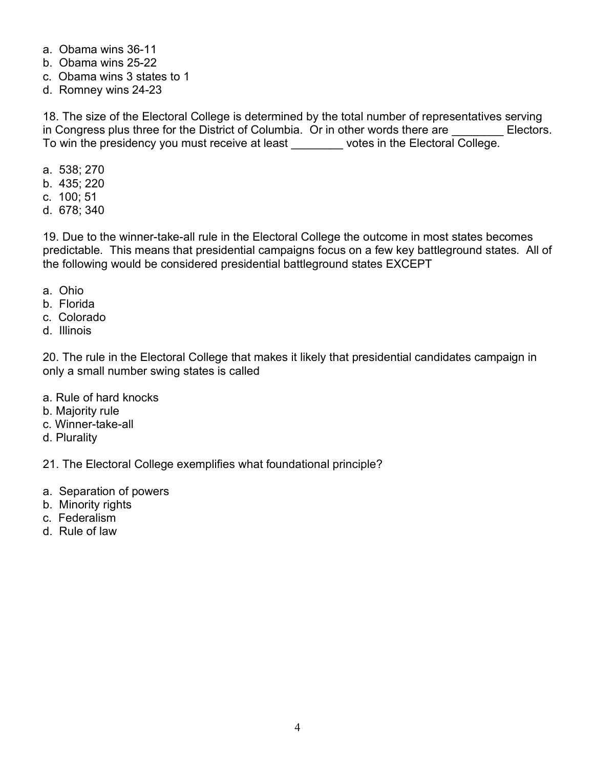a. Obama wins 36-11
b. Obama wins 25-22
c. Obama wins 3 states to 1
d. Romney wins 24-23

18. The size of the Electoral College is determined by the total number of representatives serving in Congress plus three for the District of Columbia. Or in other words there are ________ Electors. To win the presidency you must receive at least ________ votes in the Electoral College.

a. 538; 270
b. 435; 220
c. 100; 51
d. 678; 340

19. Due to the winner-take-all rule in the Electoral College the outcome in most states becomes predictable. This means that presidential campaigns focus on a few key battleground states. All of the following would be considered presidential battleground states EXCEPT

a. Ohio
b. Florida
c. Colorado
d. Illinois

20. The rule in the Electoral College that makes it likely that presidential candidates campaign in only a small number swing states is called

a. Rule of hard knocks
b. Majority rule
c. Winner-take-all
d. Plurality

21. The Electoral College exemplifies what foundational principle?

a. Separation of powers
b. Minority rights
c. Federalism
d. Rule of law